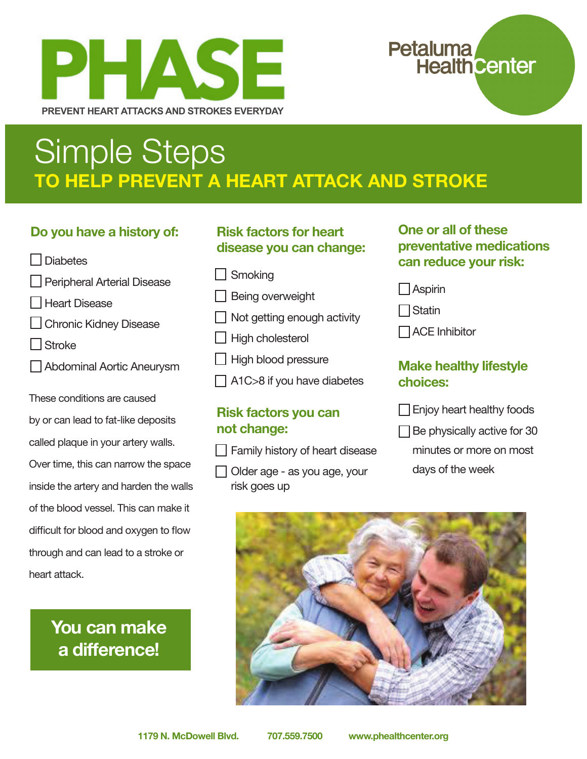# PHASE

PREVENT HEART ATTACKS AND STROKES EVERYDAY

Petaluma Health Center

## Simple Steps

**TO HELP PREVENT A HEART ATTACK AND STROKE**

### Do you have a history of:

- ☐ Diabetes
- ☐ Peripheral Arterial Disease
- ☐ Heart Disease
- ☐ Chronic Kidney Disease
- ☐ Stroke
- ☐ Abdominal Aortic Aneurysm

These conditions are caused by or can lead to fat-like deposits called plaque in your artery walls. Over time, this can narrow the space inside the artery and harden the walls of the blood vessel. This can make it difficult for blood and oxygen to flow through and can lead to a stroke or heart attack.

**You can make a difference!**

### Risk factors for heart disease you can change:

- ☐ Smoking
- ☐ Being overweight
- ☐ Not getting enough activity
- ☐ High cholesterol
- ☐ High blood pressure
- ☐ A1C>8 if you have diabetes

### Risk factors you can not change:

- ☐ Family history of heart disease
- ☐ Older age - as you age, your risk goes up

### One or all of these preventative medications can reduce your risk:

- ☐ Aspirin
- ☐ Statin
- ☐ ACE Inhibitor

### Make healthy lifestyle choices:

- ☐ Enjoy heart healthy foods
- ☐ Be physically active for 30 minutes or more on most days of the week

1179 N. McDowell Blvd. 707.559.7500 www.phealthcenter.org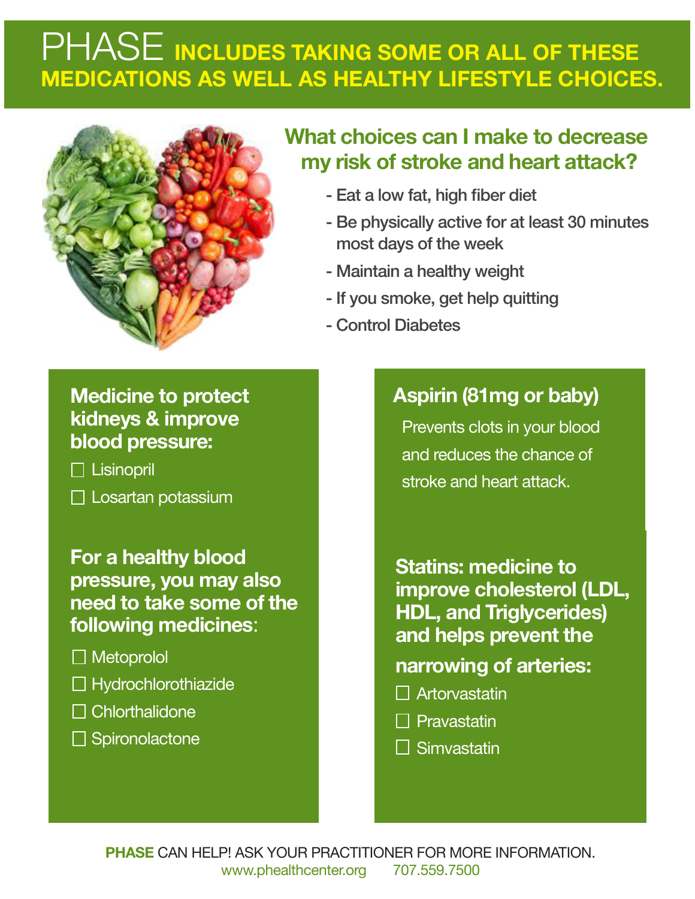# PHASE INCLUDES TAKING SOME OR ALL OF THESE MEDICATIONS AS WELL AS HEALTHY LIFESTYLE CHOICES.

## What choices can I make to decrease my risk of stroke and heart attack?

- Eat a low fat, high fiber diet
- Be physically active for at least 30 minutes most days of the week
- Maintain a healthy weight
- If you smoke, get help quitting
- Control Diabetes

### Medicine to protect kidneys & improve blood pressure:

- ☐ Lisinopril
- ☐ Losartan potassium

### For a healthy blood pressure, you may also need to take some of the following medicines:

- ☐ Metoprolol
- ☐ Hydrochlorothiazide
- ☐ Chlorthalidone
- ☐ Spironolactone

### Aspirin (81mg or baby)

Prevents clots in your blood and reduces the chance of stroke and heart attack.

### Statins: medicine to improve cholesterol (LDL, HDL, and Triglycerides) and helps prevent the narrowing of arteries:

- ☐ Artorvastatin
- ☐ Pravastatin
- ☐ Simvastatin

**PHASE** CAN HELP! ASK YOUR PRACTITIONER FOR MORE INFORMATION.

www.phealthcenter.org 707.559.7500